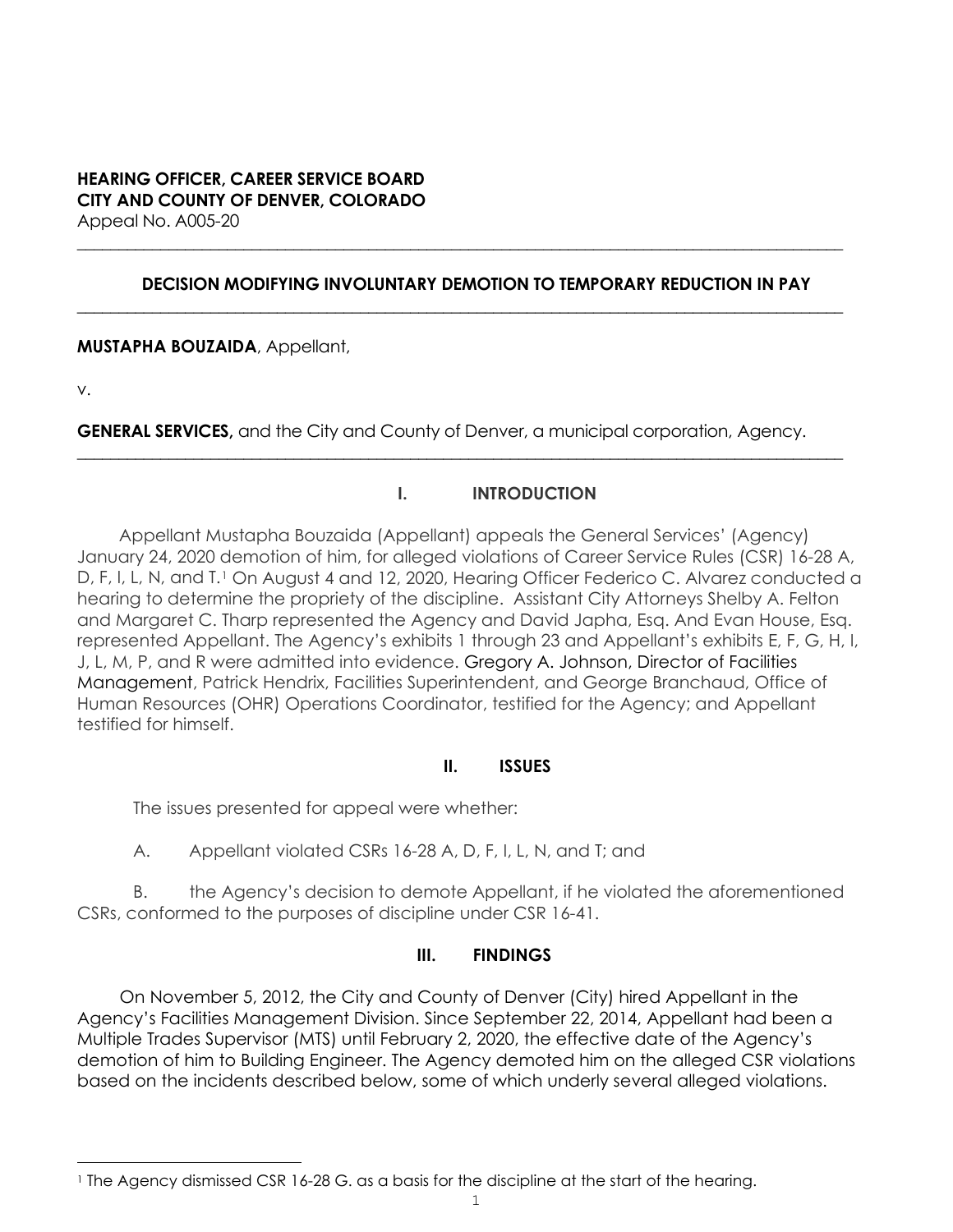**HEARING OFFICER, CAREER SERVICE BOARD**
**CITY AND COUNTY OF DENVER, COLORADO**
Appeal No. A005-20

---

**DECISION MODIFYING INVOLUNTARY DEMOTION TO TEMPORARY REDUCTION IN PAY**

---

**MUSTAPHA BOUZAIDA**, Appellant,

v.

**GENERAL SERVICES,** and the City and County of Denver, a municipal corporation, Agency.

---

## I. INTRODUCTION

Appellant Mustapha Bouzaida (Appellant) appeals the General Services' (Agency) January 24, 2020 demotion of him, for alleged violations of Career Service Rules (CSR) 16-28 A, D, F, I, L, N, and T.[1] On August 4 and 12, 2020, Hearing Officer Federico C. Alvarez conducted a hearing to determine the propriety of the discipline. Assistant City Attorneys Shelby A. Felton and Margaret C. Tharp represented the Agency and David Japha, Esq. And Evan House, Esq. represented Appellant. The Agency's exhibits 1 through 23 and Appellant's exhibits E, F, G, H, I, J, L, M, P, and R were admitted into evidence. Gregory A. Johnson, Director of Facilities Management, Patrick Hendrix, Facilities Superintendent, and George Branchaud, Office of Human Resources (OHR) Operations Coordinator, testified for the Agency; and Appellant testified for himself.

## II. ISSUES

The issues presented for appeal were whether:

A. Appellant violated CSRs 16-28 A, D, F, I, L, N, and T; and

B. the Agency's decision to demote Appellant, if he violated the aforementioned CSRs, conformed to the purposes of discipline under CSR 16-41.

## III. FINDINGS

On November 5, 2012, the City and County of Denver (City) hired Appellant in the Agency's Facilities Management Division. Since September 22, 2014, Appellant had been a Multiple Trades Supervisor (MTS) until February 2, 2020, the effective date of the Agency's demotion of him to Building Engineer. The Agency demoted him on the alleged CSR violations based on the incidents described below, some of which underly several alleged violations.

---

[1] The Agency dismissed CSR 16-28 G. as a basis for the discipline at the start of the hearing.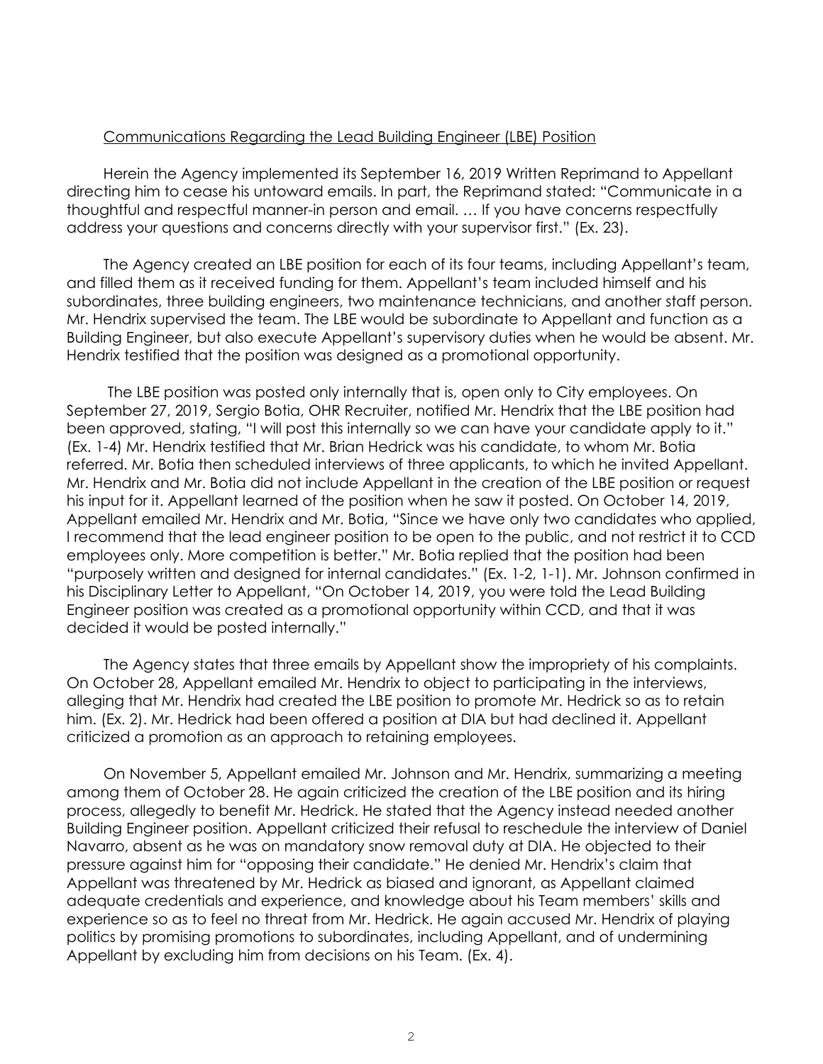Communications Regarding the Lead Building Engineer (LBE) Position

Herein the Agency implemented its September 16, 2019 Written Reprimand to Appellant directing him to cease his untoward emails. In part, the Reprimand stated: "Communicate in a thoughtful and respectful manner-in person and email. … If you have concerns respectfully address your questions and concerns directly with your supervisor first." (Ex. 23).

The Agency created an LBE position for each of its four teams, including Appellant's team, and filled them as it received funding for them. Appellant's team included himself and his subordinates, three building engineers, two maintenance technicians, and another staff person. Mr. Hendrix supervised the team. The LBE would be subordinate to Appellant and function as a Building Engineer, but also execute Appellant's supervisory duties when he would be absent. Mr. Hendrix testified that the position was designed as a promotional opportunity.

The LBE position was posted only internally that is, open only to City employees. On September 27, 2019, Sergio Botia, OHR Recruiter, notified Mr. Hendrix that the LBE position had been approved, stating, "I will post this internally so we can have your candidate apply to it." (Ex. 1-4) Mr. Hendrix testified that Mr. Brian Hedrick was his candidate, to whom Mr. Botia referred. Mr. Botia then scheduled interviews of three applicants, to which he invited Appellant. Mr. Hendrix and Mr. Botia did not include Appellant in the creation of the LBE position or request his input for it. Appellant learned of the position when he saw it posted. On October 14, 2019, Appellant emailed Mr. Hendrix and Mr. Botia, "Since we have only two candidates who applied, I recommend that the lead engineer position to be open to the public, and not restrict it to CCD employees only. More competition is better." Mr. Botia replied that the position had been "purposely written and designed for internal candidates." (Ex. 1-2, 1-1). Mr. Johnson confirmed in his Disciplinary Letter to Appellant, "On October 14, 2019, you were told the Lead Building Engineer position was created as a promotional opportunity within CCD, and that it was decided it would be posted internally."

The Agency states that three emails by Appellant show the impropriety of his complaints. On October 28, Appellant emailed Mr. Hendrix to object to participating in the interviews, alleging that Mr. Hendrix had created the LBE position to promote Mr. Hedrick so as to retain him. (Ex. 2). Mr. Hedrick had been offered a position at DIA but had declined it. Appellant criticized a promotion as an approach to retaining employees.

On November 5, Appellant emailed Mr. Johnson and Mr. Hendrix, summarizing a meeting among them of October 28. He again criticized the creation of the LBE position and its hiring process, allegedly to benefit Mr. Hedrick. He stated that the Agency instead needed another Building Engineer position. Appellant criticized their refusal to reschedule the interview of Daniel Navarro, absent as he was on mandatory snow removal duty at DIA. He objected to their pressure against him for "opposing their candidate." He denied Mr. Hendrix's claim that Appellant was threatened by Mr. Hedrick as biased and ignorant, as Appellant claimed adequate credentials and experience, and knowledge about his Team members' skills and experience so as to feel no threat from Mr. Hedrick. He again accused Mr. Hendrix of playing politics by promising promotions to subordinates, including Appellant, and of undermining Appellant by excluding him from decisions on his Team. (Ex. 4).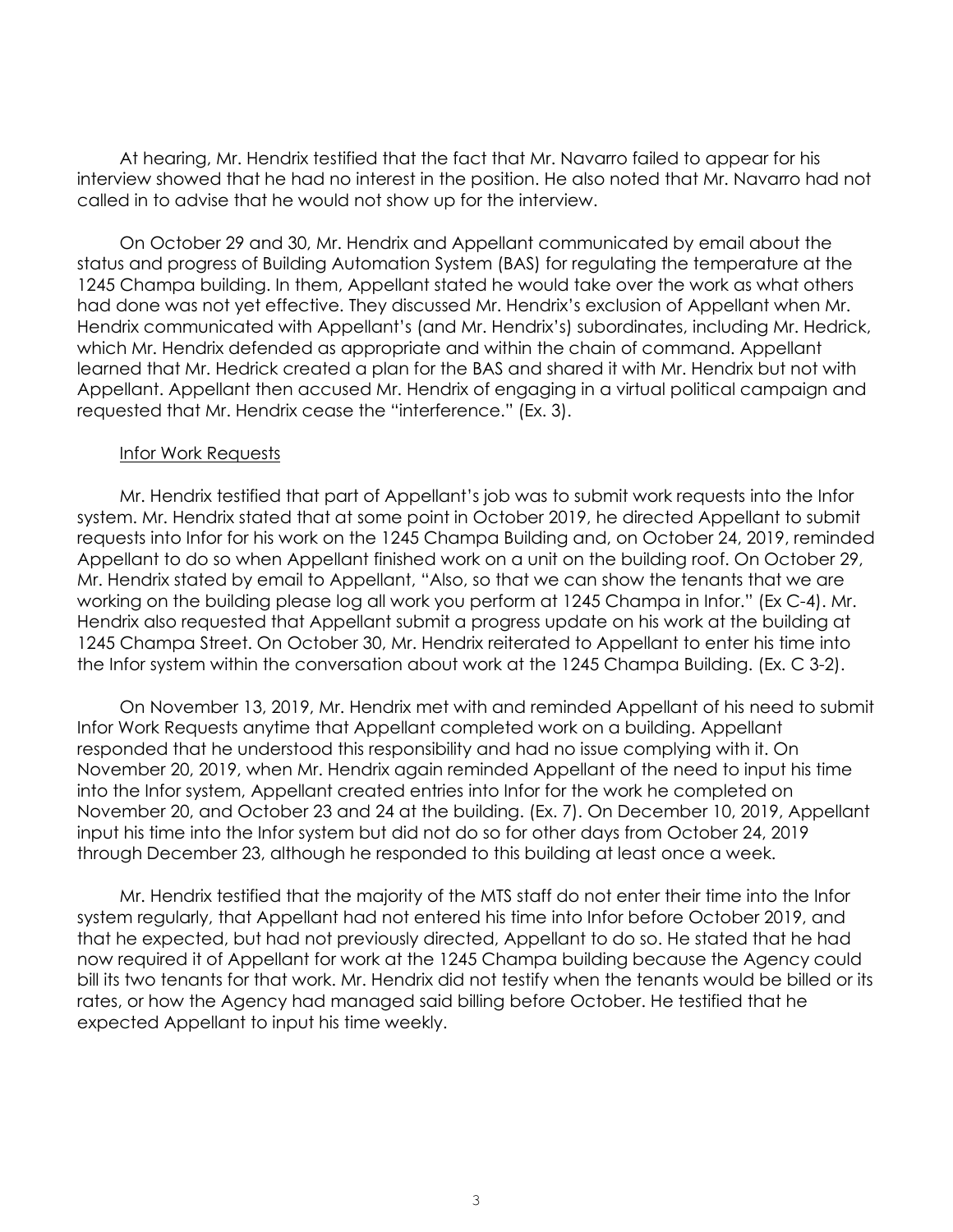At hearing, Mr. Hendrix testified that the fact that Mr. Navarro failed to appear for his interview showed that he had no interest in the position. He also noted that Mr. Navarro had not called in to advise that he would not show up for the interview.

On October 29 and 30, Mr. Hendrix and Appellant communicated by email about the status and progress of Building Automation System (BAS) for regulating the temperature at the 1245 Champa building. In them, Appellant stated he would take over the work as what others had done was not yet effective. They discussed Mr. Hendrix's exclusion of Appellant when Mr. Hendrix communicated with Appellant's (and Mr. Hendrix's) subordinates, including Mr. Hedrick, which Mr. Hendrix defended as appropriate and within the chain of command. Appellant learned that Mr. Hedrick created a plan for the BAS and shared it with Mr. Hendrix but not with Appellant. Appellant then accused Mr. Hendrix of engaging in a virtual political campaign and requested that Mr. Hendrix cease the "interference." (Ex. 3).

<u>Infor Work Requests</u>

Mr. Hendrix testified that part of Appellant's job was to submit work requests into the Infor system. Mr. Hendrix stated that at some point in October 2019, he directed Appellant to submit requests into Infor for his work on the 1245 Champa Building and, on October 24, 2019, reminded Appellant to do so when Appellant finished work on a unit on the building roof. On October 29, Mr. Hendrix stated by email to Appellant, "Also, so that we can show the tenants that we are working on the building please log all work you perform at 1245 Champa in Infor." (Ex C-4). Mr. Hendrix also requested that Appellant submit a progress update on his work at the building at 1245 Champa Street. On October 30, Mr. Hendrix reiterated to Appellant to enter his time into the Infor system within the conversation about work at the 1245 Champa Building. (Ex. C 3-2).

On November 13, 2019, Mr. Hendrix met with and reminded Appellant of his need to submit Infor Work Requests anytime that Appellant completed work on a building. Appellant responded that he understood this responsibility and had no issue complying with it. On November 20, 2019, when Mr. Hendrix again reminded Appellant of the need to input his time into the Infor system, Appellant created entries into Infor for the work he completed on November 20, and October 23 and 24 at the building. (Ex. 7). On December 10, 2019, Appellant input his time into the Infor system but did not do so for other days from October 24, 2019 through December 23, although he responded to this building at least once a week.

Mr. Hendrix testified that the majority of the MTS staff do not enter their time into the Infor system regularly, that Appellant had not entered his time into Infor before October 2019, and that he expected, but had not previously directed, Appellant to do so. He stated that he had now required it of Appellant for work at the 1245 Champa building because the Agency could bill its two tenants for that work. Mr. Hendrix did not testify when the tenants would be billed or its rates, or how the Agency had managed said billing before October. He testified that he expected Appellant to input his time weekly.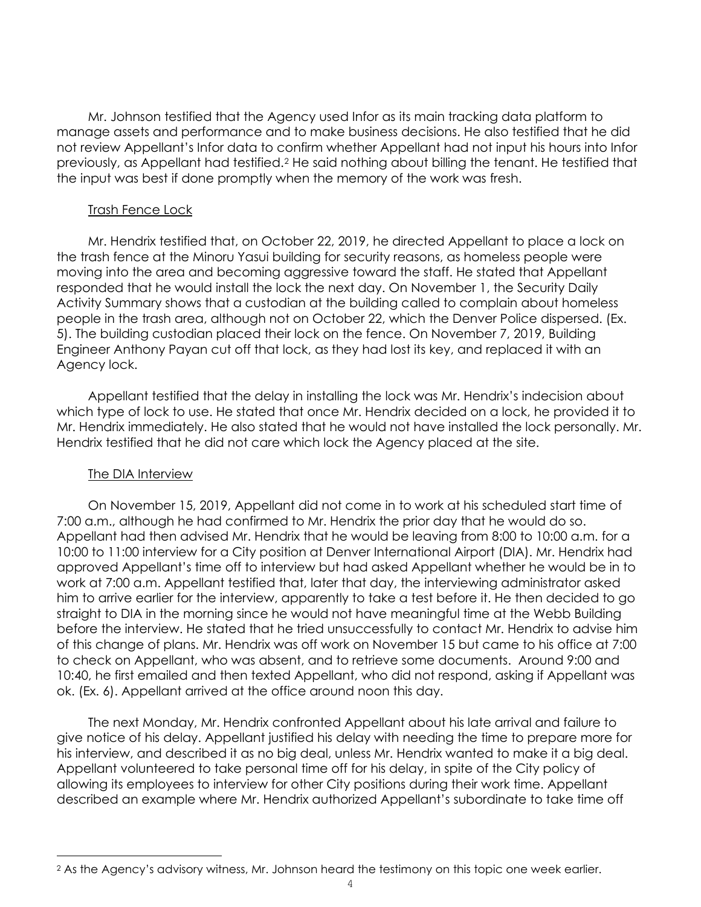Mr. Johnson testified that the Agency used Infor as its main tracking data platform to manage assets and performance and to make business decisions. He also testified that he did not review Appellant's Infor data to confirm whether Appellant had not input his hours into Infor previously, as Appellant had testified.[2] He said nothing about billing the tenant. He testified that the input was best if done promptly when the memory of the work was fresh.

<u>Trash Fence Lock</u>

Mr. Hendrix testified that, on October 22, 2019, he directed Appellant to place a lock on the trash fence at the Minoru Yasui building for security reasons, as homeless people were moving into the area and becoming aggressive toward the staff. He stated that Appellant responded that he would install the lock the next day. On November 1, the Security Daily Activity Summary shows that a custodian at the building called to complain about homeless people in the trash area, although not on October 22, which the Denver Police dispersed. (Ex. 5). The building custodian placed their lock on the fence. On November 7, 2019, Building Engineer Anthony Payan cut off that lock, as they had lost its key, and replaced it with an Agency lock.

Appellant testified that the delay in installing the lock was Mr. Hendrix's indecision about which type of lock to use. He stated that once Mr. Hendrix decided on a lock, he provided it to Mr. Hendrix immediately. He also stated that he would not have installed the lock personally. Mr. Hendrix testified that he did not care which lock the Agency placed at the site.

<u>The DIA Interview</u>

On November 15, 2019, Appellant did not come in to work at his scheduled start time of 7:00 a.m., although he had confirmed to Mr. Hendrix the prior day that he would do so. Appellant had then advised Mr. Hendrix that he would be leaving from 8:00 to 10:00 a.m. for a 10:00 to 11:00 interview for a City position at Denver International Airport (DIA). Mr. Hendrix had approved Appellant's time off to interview but had asked Appellant whether he would be in to work at 7:00 a.m. Appellant testified that, later that day, the interviewing administrator asked him to arrive earlier for the interview, apparently to take a test before it. He then decided to go straight to DIA in the morning since he would not have meaningful time at the Webb Building before the interview. He stated that he tried unsuccessfully to contact Mr. Hendrix to advise him of this change of plans. Mr. Hendrix was off work on November 15 but came to his office at 7:00 to check on Appellant, who was absent, and to retrieve some documents. Around 9:00 and 10:40, he first emailed and then texted Appellant, who did not respond, asking if Appellant was ok. (Ex. 6). Appellant arrived at the office around noon this day.

The next Monday, Mr. Hendrix confronted Appellant about his late arrival and failure to give notice of his delay. Appellant justified his delay with needing the time to prepare more for his interview, and described it as no big deal, unless Mr. Hendrix wanted to make it a big deal. Appellant volunteered to take personal time off for his delay, in spite of the City policy of allowing its employees to interview for other City positions during their work time. Appellant described an example where Mr. Hendrix authorized Appellant's subordinate to take time off

---

[2] As the Agency's advisory witness, Mr. Johnson heard the testimony on this topic one week earlier.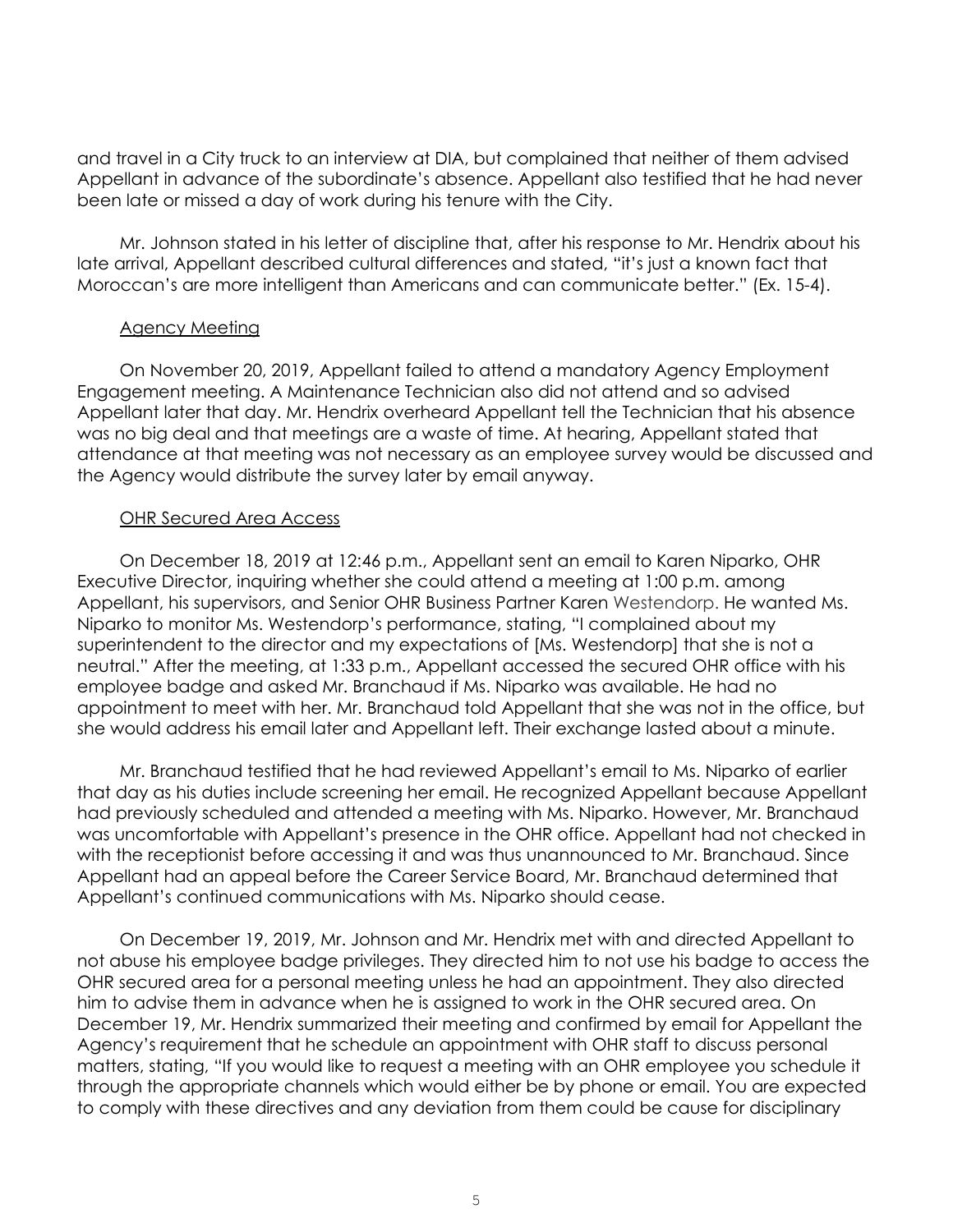and travel in a City truck to an interview at DIA, but complained that neither of them advised Appellant in advance of the subordinate's absence. Appellant also testified that he had never been late or missed a day of work during his tenure with the City.

Mr. Johnson stated in his letter of discipline that, after his response to Mr. Hendrix about his late arrival, Appellant described cultural differences and stated, "it's just a known fact that Moroccan's are more intelligent than Americans and can communicate better." (Ex. 15-4).

Agency Meeting

On November 20, 2019, Appellant failed to attend a mandatory Agency Employment Engagement meeting. A Maintenance Technician also did not attend and so advised Appellant later that day. Mr. Hendrix overheard Appellant tell the Technician that his absence was no big deal and that meetings are a waste of time. At hearing, Appellant stated that attendance at that meeting was not necessary as an employee survey would be discussed and the Agency would distribute the survey later by email anyway.

OHR Secured Area Access

On December 18, 2019 at 12:46 p.m., Appellant sent an email to Karen Niparko, OHR Executive Director, inquiring whether she could attend a meeting at 1:00 p.m. among Appellant, his supervisors, and Senior OHR Business Partner Karen Westendorp. He wanted Ms. Niparko to monitor Ms. Westendorp's performance, stating, "I complained about my superintendent to the director and my expectations of [Ms. Westendorp] that she is not a neutral." After the meeting, at 1:33 p.m., Appellant accessed the secured OHR office with his employee badge and asked Mr. Branchaud if Ms. Niparko was available. He had no appointment to meet with her. Mr. Branchaud told Appellant that she was not in the office, but she would address his email later and Appellant left. Their exchange lasted about a minute.

Mr. Branchaud testified that he had reviewed Appellant's email to Ms. Niparko of earlier that day as his duties include screening her email. He recognized Appellant because Appellant had previously scheduled and attended a meeting with Ms. Niparko. However, Mr. Branchaud was uncomfortable with Appellant's presence in the OHR office. Appellant had not checked in with the receptionist before accessing it and was thus unannounced to Mr. Branchaud. Since Appellant had an appeal before the Career Service Board, Mr. Branchaud determined that Appellant's continued communications with Ms. Niparko should cease.

On December 19, 2019, Mr. Johnson and Mr. Hendrix met with and directed Appellant to not abuse his employee badge privileges. They directed him to not use his badge to access the OHR secured area for a personal meeting unless he had an appointment. They also directed him to advise them in advance when he is assigned to work in the OHR secured area. On December 19, Mr. Hendrix summarized their meeting and confirmed by email for Appellant the Agency's requirement that he schedule an appointment with OHR staff to discuss personal matters, stating, "If you would like to request a meeting with an OHR employee you schedule it through the appropriate channels which would either be by phone or email. You are expected to comply with these directives and any deviation from them could be cause for disciplinary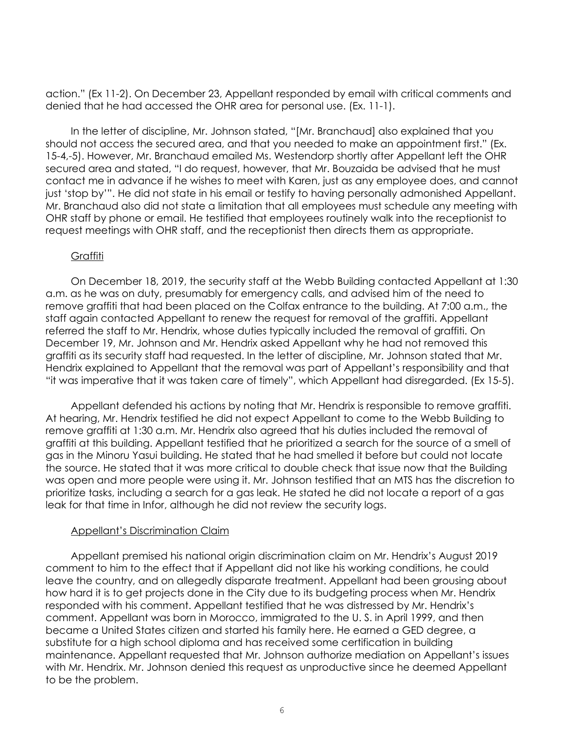action." (Ex 11-2). On December 23, Appellant responded by email with critical comments and denied that he had accessed the OHR area for personal use. (Ex. 11-1).

In the letter of discipline, Mr. Johnson stated, "[Mr. Branchaud] also explained that you should not access the secured area, and that you needed to make an appointment first." (Ex. 15-4,-5). However, Mr. Branchaud emailed Ms. Westendorp shortly after Appellant left the OHR secured area and stated, "I do request, however, that Mr. Bouzaida be advised that he must contact me in advance if he wishes to meet with Karen, just as any employee does, and cannot just 'stop by'". He did not state in his email or testify to having personally admonished Appellant. Mr. Branchaud also did not state a limitation that all employees must schedule any meeting with OHR staff by phone or email. He testified that employees routinely walk into the receptionist to request meetings with OHR staff, and the receptionist then directs them as appropriate.

Graffiti

On December 18, 2019, the security staff at the Webb Building contacted Appellant at 1:30 a.m. as he was on duty, presumably for emergency calls, and advised him of the need to remove graffiti that had been placed on the Colfax entrance to the building. At 7:00 a.m., the staff again contacted Appellant to renew the request for removal of the graffiti. Appellant referred the staff to Mr. Hendrix, whose duties typically included the removal of graffiti. On December 19, Mr. Johnson and Mr. Hendrix asked Appellant why he had not removed this graffiti as its security staff had requested. In the letter of discipline, Mr. Johnson stated that Mr. Hendrix explained to Appellant that the removal was part of Appellant's responsibility and that "it was imperative that it was taken care of timely", which Appellant had disregarded. (Ex 15-5).

Appellant defended his actions by noting that Mr. Hendrix is responsible to remove graffiti. At hearing, Mr. Hendrix testified he did not expect Appellant to come to the Webb Building to remove graffiti at 1:30 a.m. Mr. Hendrix also agreed that his duties included the removal of graffiti at this building. Appellant testified that he prioritized a search for the source of a smell of gas in the Minoru Yasui building. He stated that he had smelled it before but could not locate the source. He stated that it was more critical to double check that issue now that the Building was open and more people were using it. Mr. Johnson testified that an MTS has the discretion to prioritize tasks, including a search for a gas leak. He stated he did not locate a report of a gas leak for that time in Infor, although he did not review the security logs.

Appellant's Discrimination Claim

Appellant premised his national origin discrimination claim on Mr. Hendrix's August 2019 comment to him to the effect that if Appellant did not like his working conditions, he could leave the country, and on allegedly disparate treatment. Appellant had been grousing about how hard it is to get projects done in the City due to its budgeting process when Mr. Hendrix responded with his comment. Appellant testified that he was distressed by Mr. Hendrix's comment. Appellant was born in Morocco, immigrated to the U. S. in April 1999, and then became a United States citizen and started his family here. He earned a GED degree, a substitute for a high school diploma and has received some certification in building maintenance. Appellant requested that Mr. Johnson authorize mediation on Appellant's issues with Mr. Hendrix. Mr. Johnson denied this request as unproductive since he deemed Appellant to be the problem.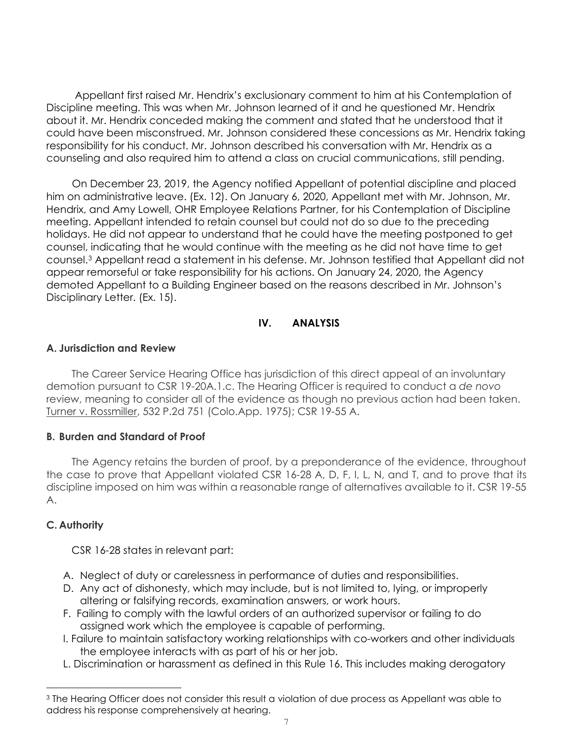Appellant first raised Mr. Hendrix's exclusionary comment to him at his Contemplation of Discipline meeting. This was when Mr. Johnson learned of it and he questioned Mr. Hendrix about it. Mr. Hendrix conceded making the comment and stated that he understood that it could have been misconstrued. Mr. Johnson considered these concessions as Mr. Hendrix taking responsibility for his conduct. Mr. Johnson described his conversation with Mr. Hendrix as a counseling and also required him to attend a class on crucial communications, still pending.

On December 23, 2019, the Agency notified Appellant of potential discipline and placed him on administrative leave. (Ex. 12). On January 6, 2020, Appellant met with Mr. Johnson, Mr. Hendrix, and Amy Lowell, OHR Employee Relations Partner, for his Contemplation of Discipline meeting. Appellant intended to retain counsel but could not do so due to the preceding holidays. He did not appear to understand that he could have the meeting postponed to get counsel, indicating that he would continue with the meeting as he did not have time to get counsel.[3] Appellant read a statement in his defense. Mr. Johnson testified that Appellant did not appear remorseful or take responsibility for his actions. On January 24, 2020, the Agency demoted Appellant to a Building Engineer based on the reasons described in Mr. Johnson's Disciplinary Letter. (Ex. 15).

## IV. ANALYSIS

### A. Jurisdiction and Review

The Career Service Hearing Office has jurisdiction of this direct appeal of an involuntary demotion pursuant to CSR 19-20A.1.c. The Hearing Officer is required to conduct a *de novo* review, meaning to consider all of the evidence as though no previous action had been taken. Turner v. Rossmiller, 532 P.2d 751 (Colo.App. 1975); CSR 19-55 A.

### B. Burden and Standard of Proof

The Agency retains the burden of proof, by a preponderance of the evidence, throughout the case to prove that Appellant violated CSR 16-28 A, D, F, I, L, N, and T, and to prove that its discipline imposed on him was within a reasonable range of alternatives available to it. CSR 19-55 A.

### C. Authority

CSR 16-28 states in relevant part:

A. Neglect of duty or carelessness in performance of duties and responsibilities.

D. Any act of dishonesty, which may include, but is not limited to, lying, or improperly altering or falsifying records, examination answers, or work hours.

F. Failing to comply with the lawful orders of an authorized supervisor or failing to do assigned work which the employee is capable of performing.

I. Failure to maintain satisfactory working relationships with co-workers and other individuals the employee interacts with as part of his or her job.

L. Discrimination or harassment as defined in this Rule 16. This includes making derogatory

[3] The Hearing Officer does not consider this result a violation of due process as Appellant was able to address his response comprehensively at hearing.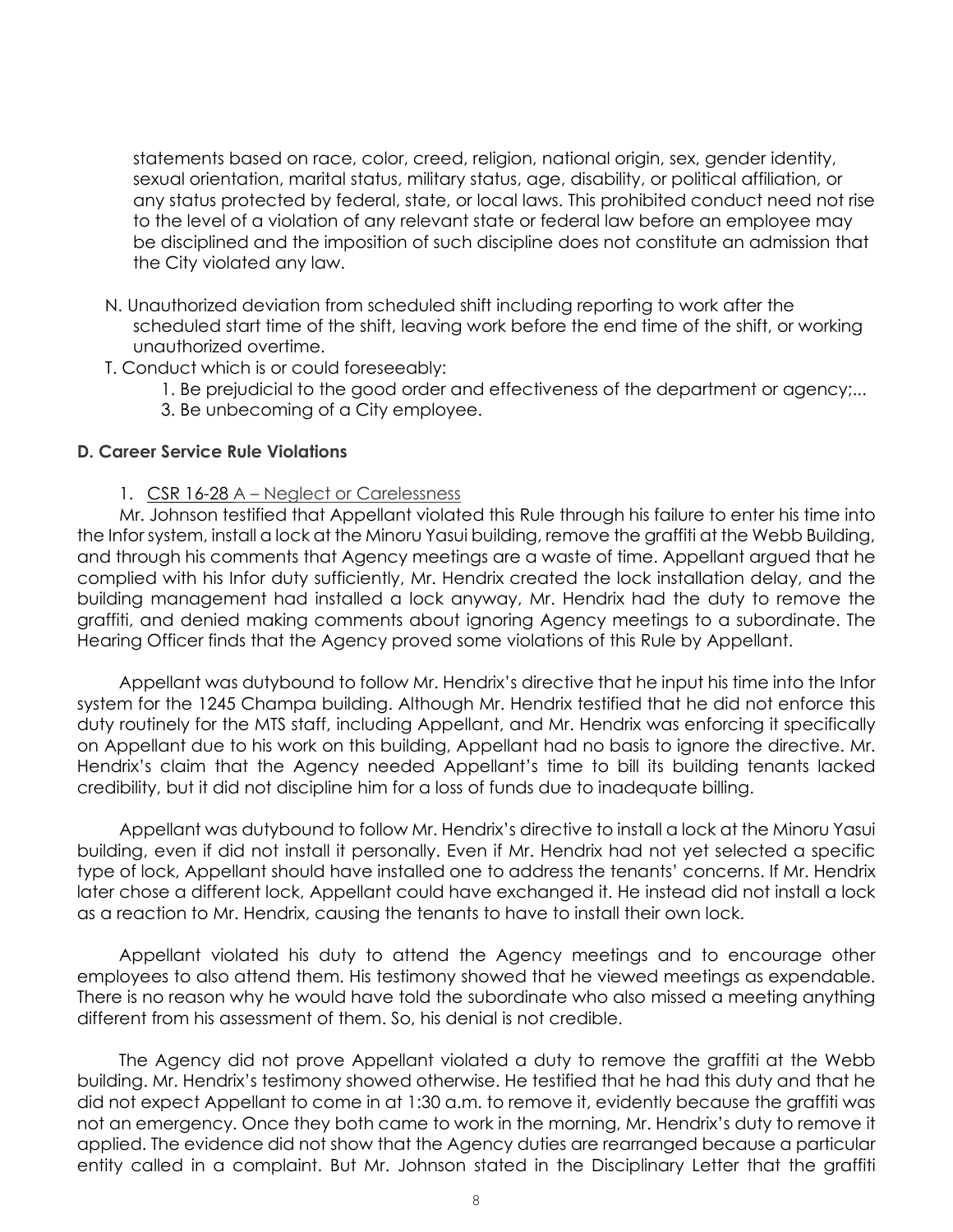statements based on race, color, creed, religion, national origin, sex, gender identity, sexual orientation, marital status, military status, age, disability, or political affiliation, or any status protected by federal, state, or local laws. This prohibited conduct need not rise to the level of a violation of any relevant state or federal law before an employee may be disciplined and the imposition of such discipline does not constitute an admission that the City violated any law.

N. Unauthorized deviation from scheduled shift including reporting to work after the scheduled start time of the shift, leaving work before the end time of the shift, or working unauthorized overtime.

T. Conduct which is or could foreseeably:

   1. Be prejudicial to the good order and effectiveness of the department or agency;...
   3. Be unbecoming of a City employee.

### D. Career Service Rule Violations

1. CSR 16-28 A – Neglect or Carelessness

Mr. Johnson testified that Appellant violated this Rule through his failure to enter his time into the Infor system, install a lock at the Minoru Yasui building, remove the graffiti at the Webb Building, and through his comments that Agency meetings are a waste of time. Appellant argued that he complied with his Infor duty sufficiently, Mr. Hendrix created the lock installation delay, and the building management had installed a lock anyway, Mr. Hendrix had the duty to remove the graffiti, and denied making comments about ignoring Agency meetings to a subordinate. The Hearing Officer finds that the Agency proved some violations of this Rule by Appellant.

Appellant was dutybound to follow Mr. Hendrix's directive that he input his time into the Infor system for the 1245 Champa building. Although Mr. Hendrix testified that he did not enforce this duty routinely for the MTS staff, including Appellant, and Mr. Hendrix was enforcing it specifically on Appellant due to his work on this building, Appellant had no basis to ignore the directive. Mr. Hendrix's claim that the Agency needed Appellant's time to bill its building tenants lacked credibility, but it did not discipline him for a loss of funds due to inadequate billing.

Appellant was dutybound to follow Mr. Hendrix's directive to install a lock at the Minoru Yasui building, even if did not install it personally. Even if Mr. Hendrix had not yet selected a specific type of lock, Appellant should have installed one to address the tenants' concerns. If Mr. Hendrix later chose a different lock, Appellant could have exchanged it. He instead did not install a lock as a reaction to Mr. Hendrix, causing the tenants to have to install their own lock.

Appellant violated his duty to attend the Agency meetings and to encourage other employees to also attend them. His testimony showed that he viewed meetings as expendable. There is no reason why he would have told the subordinate who also missed a meeting anything different from his assessment of them. So, his denial is not credible.

The Agency did not prove Appellant violated a duty to remove the graffiti at the Webb building. Mr. Hendrix's testimony showed otherwise. He testified that he had this duty and that he did not expect Appellant to come in at 1:30 a.m. to remove it, evidently because the graffiti was not an emergency. Once they both came to work in the morning, Mr. Hendrix's duty to remove it applied. The evidence did not show that the Agency duties are rearranged because a particular entity called in a complaint. But Mr. Johnson stated in the Disciplinary Letter that the graffiti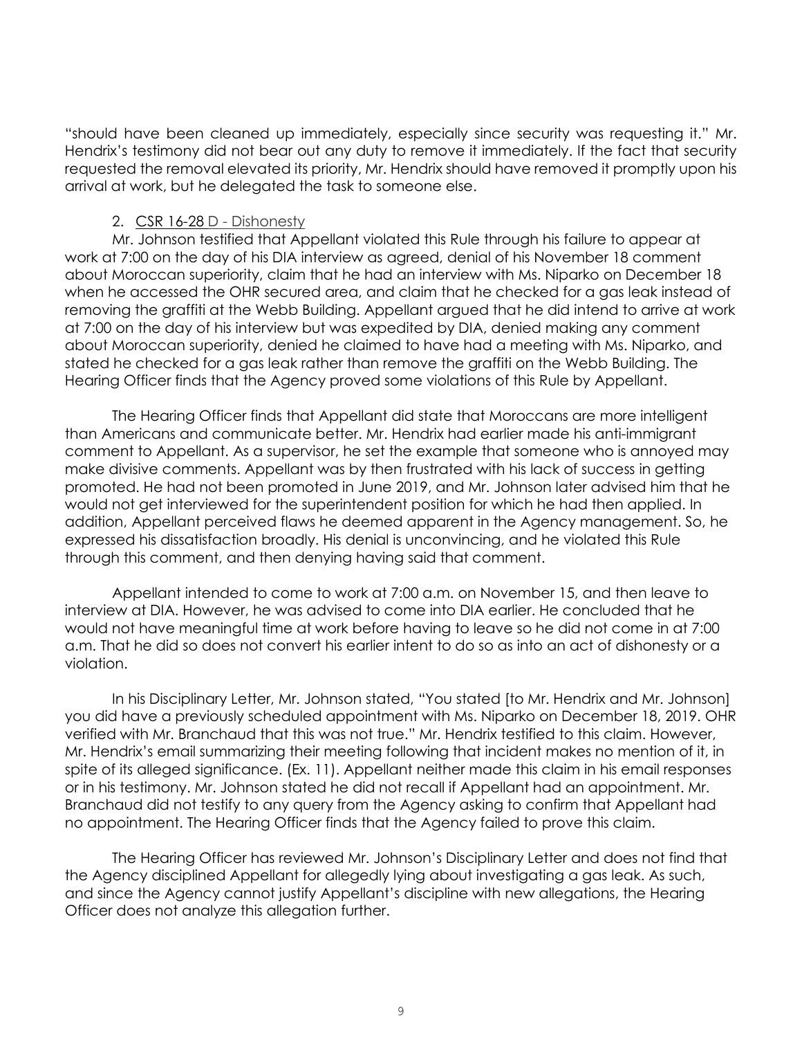"should have been cleaned up immediately, especially since security was requesting it." Mr. Hendrix's testimony did not bear out any duty to remove it immediately. If the fact that security requested the removal elevated its priority, Mr. Hendrix should have removed it promptly upon his arrival at work, but he delegated the task to someone else.

2. <u>CSR 16-28</u> <u>D - Dishonesty</u>

Mr. Johnson testified that Appellant violated this Rule through his failure to appear at work at 7:00 on the day of his DIA interview as agreed, denial of his November 18 comment about Moroccan superiority, claim that he had an interview with Ms. Niparko on December 18 when he accessed the OHR secured area, and claim that he checked for a gas leak instead of removing the graffiti at the Webb Building. Appellant argued that he did intend to arrive at work at 7:00 on the day of his interview but was expedited by DIA, denied making any comment about Moroccan superiority, denied he claimed to have had a meeting with Ms. Niparko, and stated he checked for a gas leak rather than remove the graffiti on the Webb Building. The Hearing Officer finds that the Agency proved some violations of this Rule by Appellant.

The Hearing Officer finds that Appellant did state that Moroccans are more intelligent than Americans and communicate better. Mr. Hendrix had earlier made his anti-immigrant comment to Appellant. As a supervisor, he set the example that someone who is annoyed may make divisive comments. Appellant was by then frustrated with his lack of success in getting promoted. He had not been promoted in June 2019, and Mr. Johnson later advised him that he would not get interviewed for the superintendent position for which he had then applied. In addition, Appellant perceived flaws he deemed apparent in the Agency management. So, he expressed his dissatisfaction broadly. His denial is unconvincing, and he violated this Rule through this comment, and then denying having said that comment.

Appellant intended to come to work at 7:00 a.m. on November 15, and then leave to interview at DIA. However, he was advised to come into DIA earlier. He concluded that he would not have meaningful time at work before having to leave so he did not come in at 7:00 a.m. That he did so does not convert his earlier intent to do so as into an act of dishonesty or a violation.

In his Disciplinary Letter, Mr. Johnson stated, "You stated [to Mr. Hendrix and Mr. Johnson] you did have a previously scheduled appointment with Ms. Niparko on December 18, 2019. OHR verified with Mr. Branchaud that this was not true." Mr. Hendrix testified to this claim. However, Mr. Hendrix's email summarizing their meeting following that incident makes no mention of it, in spite of its alleged significance. (Ex. 11). Appellant neither made this claim in his email responses or in his testimony. Mr. Johnson stated he did not recall if Appellant had an appointment. Mr. Branchaud did not testify to any query from the Agency asking to confirm that Appellant had no appointment. The Hearing Officer finds that the Agency failed to prove this claim.

The Hearing Officer has reviewed Mr. Johnson's Disciplinary Letter and does not find that the Agency disciplined Appellant for allegedly lying about investigating a gas leak. As such, and since the Agency cannot justify Appellant's discipline with new allegations, the Hearing Officer does not analyze this allegation further.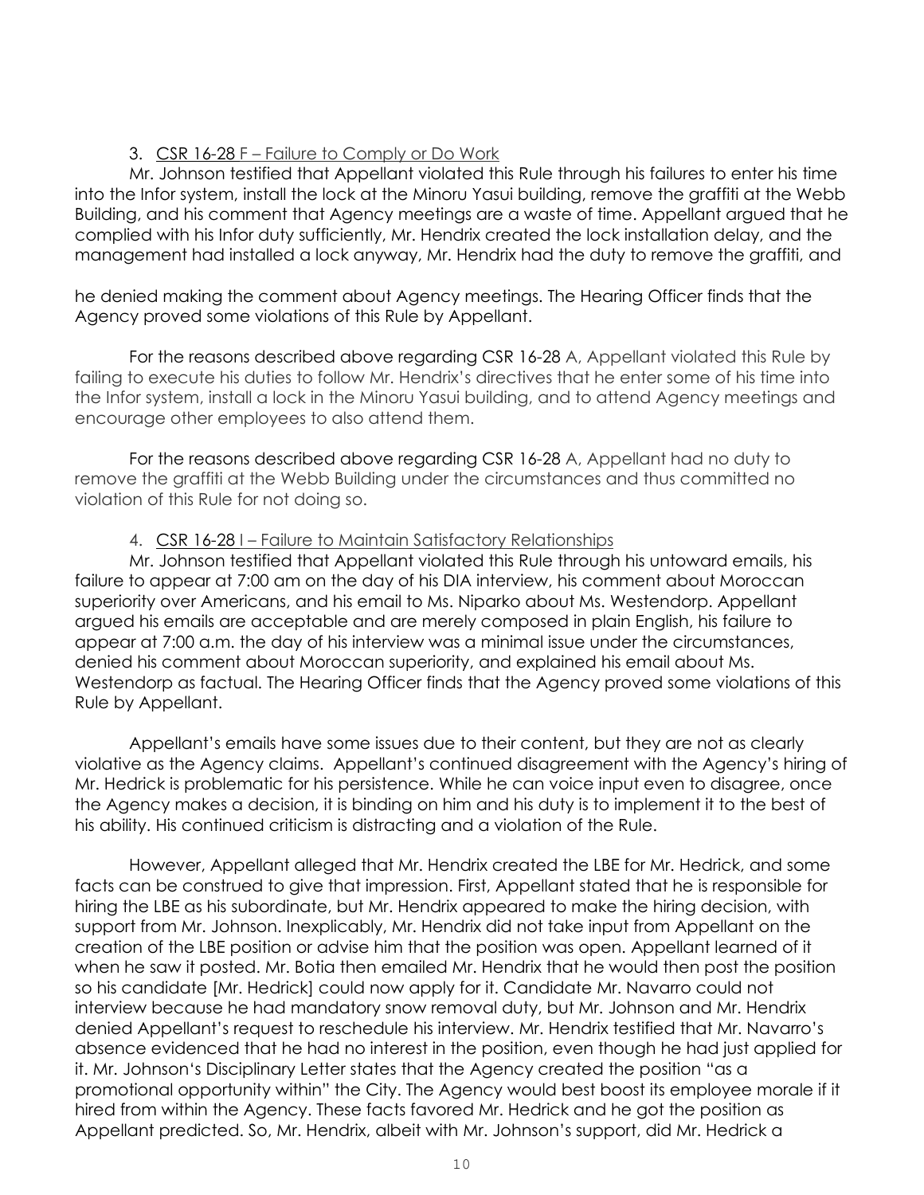3. <u>CSR 16-28 F – Failure to Comply or Do Work</u>

Mr. Johnson testified that Appellant violated this Rule through his failures to enter his time into the Infor system, install the lock at the Minoru Yasui building, remove the graffiti at the Webb Building, and his comment that Agency meetings are a waste of time. Appellant argued that he complied with his Infor duty sufficiently, Mr. Hendrix created the lock installation delay, and the management had installed a lock anyway, Mr. Hendrix had the duty to remove the graffiti, and he denied making the comment about Agency meetings. The Hearing Officer finds that the Agency proved some violations of this Rule by Appellant.

For the reasons described above regarding CSR 16-28 A, Appellant violated this Rule by failing to execute his duties to follow Mr. Hendrix's directives that he enter some of his time into the Infor system, install a lock in the Minoru Yasui building, and to attend Agency meetings and encourage other employees to also attend them.

For the reasons described above regarding CSR 16-28 A, Appellant had no duty to remove the graffiti at the Webb Building under the circumstances and thus committed no violation of this Rule for not doing so.

4. <u>CSR 16-28 I – Failure to Maintain Satisfactory Relationships</u>

Mr. Johnson testified that Appellant violated this Rule through his untoward emails, his failure to appear at 7:00 am on the day of his DIA interview, his comment about Moroccan superiority over Americans, and his email to Ms. Niparko about Ms. Westendorp. Appellant argued his emails are acceptable and are merely composed in plain English, his failure to appear at 7:00 a.m. the day of his interview was a minimal issue under the circumstances, denied his comment about Moroccan superiority, and explained his email about Ms. Westendorp as factual. The Hearing Officer finds that the Agency proved some violations of this Rule by Appellant.

Appellant's emails have some issues due to their content, but they are not as clearly violative as the Agency claims. Appellant's continued disagreement with the Agency's hiring of Mr. Hedrick is problematic for his persistence. While he can voice input even to disagree, once the Agency makes a decision, it is binding on him and his duty is to implement it to the best of his ability. His continued criticism is distracting and a violation of the Rule.

However, Appellant alleged that Mr. Hendrix created the LBE for Mr. Hedrick, and some facts can be construed to give that impression. First, Appellant stated that he is responsible for hiring the LBE as his subordinate, but Mr. Hendrix appeared to make the hiring decision, with support from Mr. Johnson. Inexplicably, Mr. Hendrix did not take input from Appellant on the creation of the LBE position or advise him that the position was open. Appellant learned of it when he saw it posted. Mr. Botia then emailed Mr. Hendrix that he would then post the position so his candidate [Mr. Hedrick] could now apply for it. Candidate Mr. Navarro could not interview because he had mandatory snow removal duty, but Mr. Johnson and Mr. Hendrix denied Appellant's request to reschedule his interview. Mr. Hendrix testified that Mr. Navarro's absence evidenced that he had no interest in the position, even though he had just applied for it. Mr. Johnson's Disciplinary Letter states that the Agency created the position "as a promotional opportunity within" the City. The Agency would best boost its employee morale if it hired from within the Agency. These facts favored Mr. Hedrick and he got the position as Appellant predicted. So, Mr. Hendrix, albeit with Mr. Johnson's support, did Mr. Hedrick a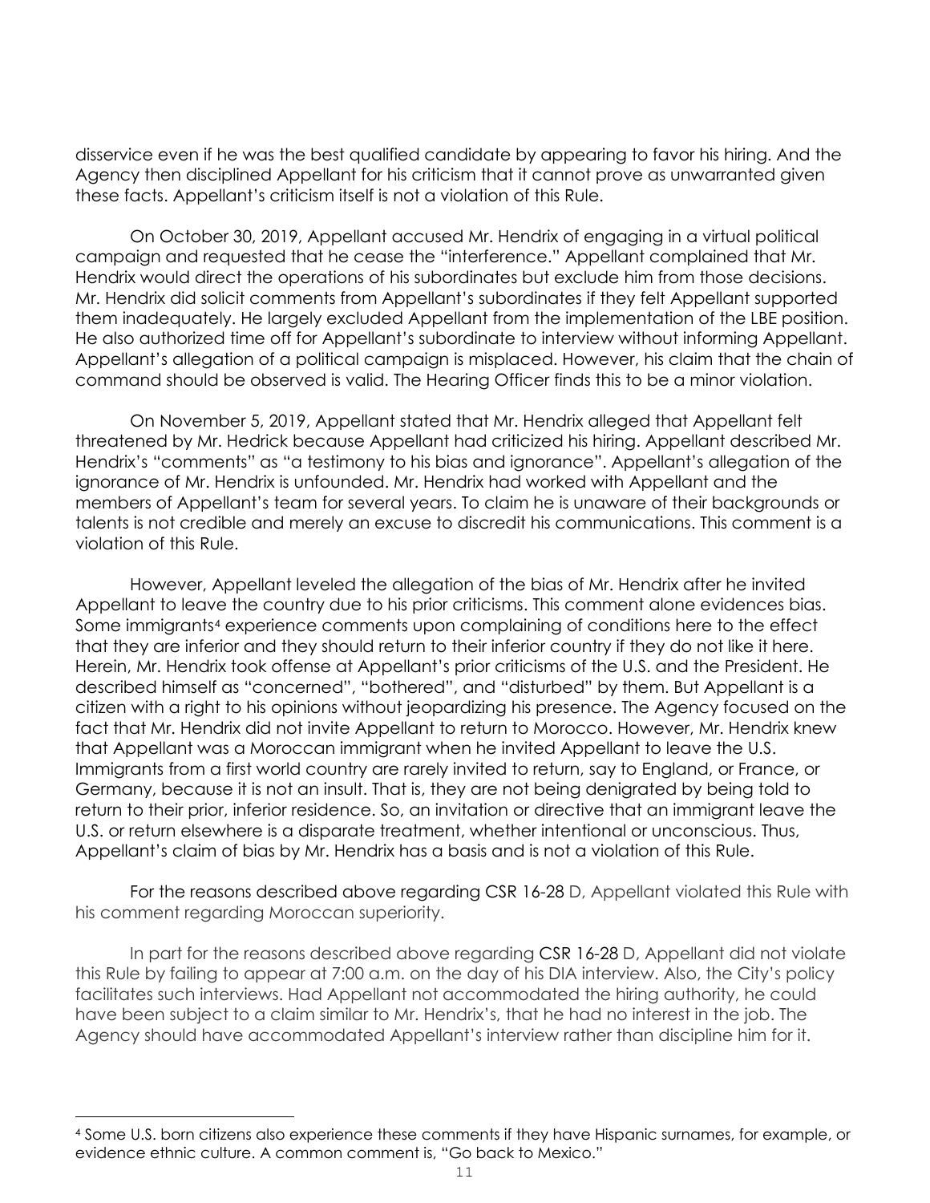disservice even if he was the best qualified candidate by appearing to favor his hiring. And the Agency then disciplined Appellant for his criticism that it cannot prove as unwarranted given these facts. Appellant's criticism itself is not a violation of this Rule.

On October 30, 2019, Appellant accused Mr. Hendrix of engaging in a virtual political campaign and requested that he cease the "interference." Appellant complained that Mr. Hendrix would direct the operations of his subordinates but exclude him from those decisions. Mr. Hendrix did solicit comments from Appellant's subordinates if they felt Appellant supported them inadequately. He largely excluded Appellant from the implementation of the LBE position. He also authorized time off for Appellant's subordinate to interview without informing Appellant. Appellant's allegation of a political campaign is misplaced. However, his claim that the chain of command should be observed is valid. The Hearing Officer finds this to be a minor violation.

On November 5, 2019, Appellant stated that Mr. Hendrix alleged that Appellant felt threatened by Mr. Hedrick because Appellant had criticized his hiring. Appellant described Mr. Hendrix's "comments" as "a testimony to his bias and ignorance". Appellant's allegation of the ignorance of Mr. Hendrix is unfounded. Mr. Hendrix had worked with Appellant and the members of Appellant's team for several years. To claim he is unaware of their backgrounds or talents is not credible and merely an excuse to discredit his communications. This comment is a violation of this Rule.

However, Appellant leveled the allegation of the bias of Mr. Hendrix after he invited Appellant to leave the country due to his prior criticisms. This comment alone evidences bias. Some immigrants[4] experience comments upon complaining of conditions here to the effect that they are inferior and they should return to their inferior country if they do not like it here. Herein, Mr. Hendrix took offense at Appellant's prior criticisms of the U.S. and the President. He described himself as "concerned", "bothered", and "disturbed" by them. But Appellant is a citizen with a right to his opinions without jeopardizing his presence. The Agency focused on the fact that Mr. Hendrix did not invite Appellant to return to Morocco. However, Mr. Hendrix knew that Appellant was a Moroccan immigrant when he invited Appellant to leave the U.S. Immigrants from a first world country are rarely invited to return, say to England, or France, or Germany, because it is not an insult. That is, they are not being denigrated by being told to return to their prior, inferior residence. So, an invitation or directive that an immigrant leave the U.S. or return elsewhere is a disparate treatment, whether intentional or unconscious. Thus, Appellant's claim of bias by Mr. Hendrix has a basis and is not a violation of this Rule.

For the reasons described above regarding CSR 16-28 D, Appellant violated this Rule with his comment regarding Moroccan superiority.

In part for the reasons described above regarding CSR 16-28 D, Appellant did not violate this Rule by failing to appear at 7:00 a.m. on the day of his DIA interview. Also, the City's policy facilitates such interviews. Had Appellant not accommodated the hiring authority, he could have been subject to a claim similar to Mr. Hendrix's, that he had no interest in the job. The Agency should have accommodated Appellant's interview rather than discipline him for it.

---

[4] Some U.S. born citizens also experience these comments if they have Hispanic surnames, for example, or evidence ethnic culture. A common comment is, "Go back to Mexico."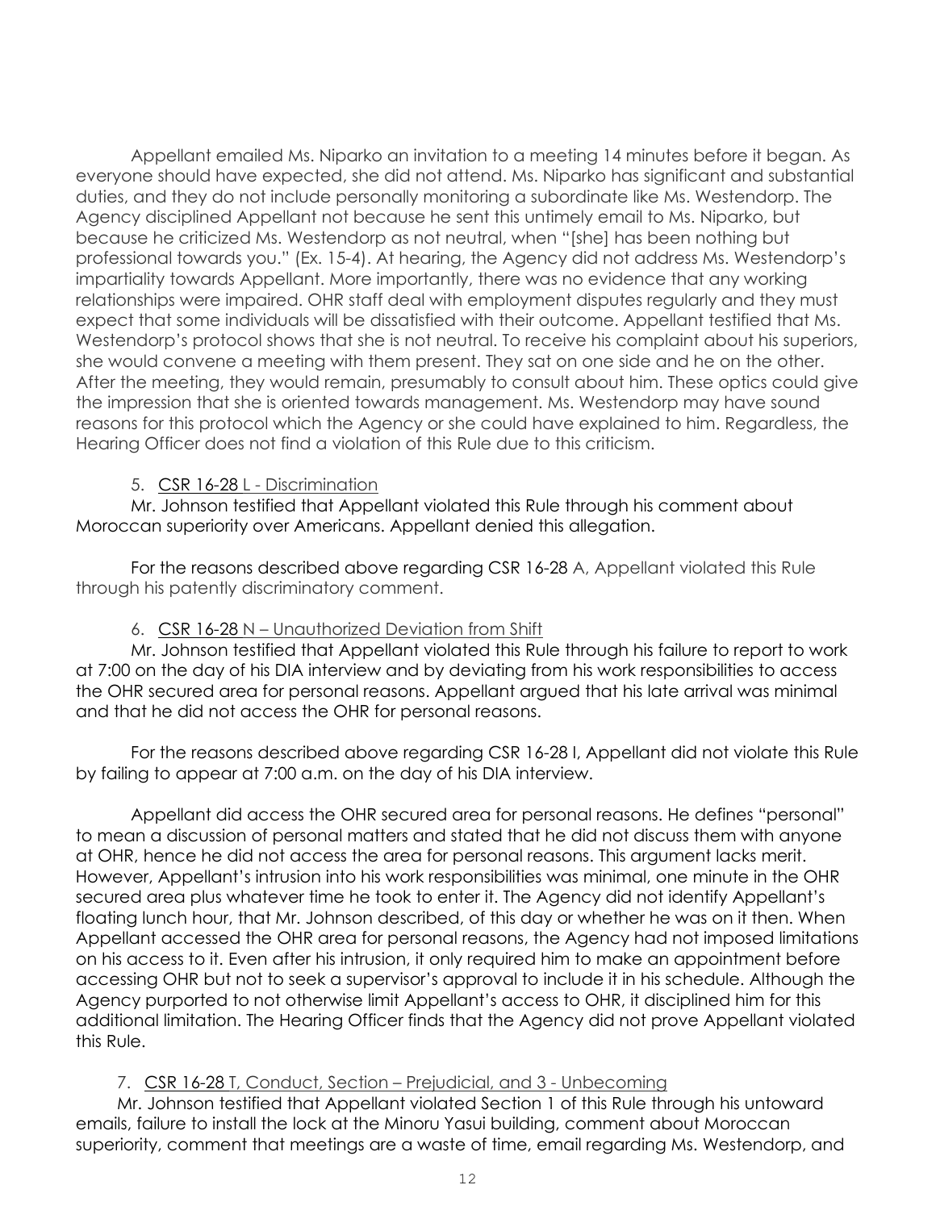Appellant emailed Ms. Niparko an invitation to a meeting 14 minutes before it began. As everyone should have expected, she did not attend. Ms. Niparko has significant and substantial duties, and they do not include personally monitoring a subordinate like Ms. Westendorp. The Agency disciplined Appellant not because he sent this untimely email to Ms. Niparko, but because he criticized Ms. Westendorp as not neutral, when "[she] has been nothing but professional towards you." (Ex. 15-4). At hearing, the Agency did not address Ms. Westendorp's impartiality towards Appellant. More importantly, there was no evidence that any working relationships were impaired. OHR staff deal with employment disputes regularly and they must expect that some individuals will be dissatisfied with their outcome. Appellant testified that Ms. Westendorp's protocol shows that she is not neutral. To receive his complaint about his superiors, she would convene a meeting with them present. They sat on one side and he on the other. After the meeting, they would remain, presumably to consult about him. These optics could give the impression that she is oriented towards management. Ms. Westendorp may have sound reasons for this protocol which the Agency or she could have explained to him. Regardless, the Hearing Officer does not find a violation of this Rule due to this criticism.

5. <u>CSR 16-28 L - Discrimination</u>

Mr. Johnson testified that Appellant violated this Rule through his comment about Moroccan superiority over Americans. Appellant denied this allegation.

For the reasons described above regarding CSR 16-28 A, Appellant violated this Rule through his patently discriminatory comment.

6. <u>CSR 16-28 N – Unauthorized Deviation from Shift</u>

Mr. Johnson testified that Appellant violated this Rule through his failure to report to work at 7:00 on the day of his DIA interview and by deviating from his work responsibilities to access the OHR secured area for personal reasons. Appellant argued that his late arrival was minimal and that he did not access the OHR for personal reasons.

For the reasons described above regarding CSR 16-28 I, Appellant did not violate this Rule by failing to appear at 7:00 a.m. on the day of his DIA interview.

Appellant did access the OHR secured area for personal reasons. He defines "personal" to mean a discussion of personal matters and stated that he did not discuss them with anyone at OHR, hence he did not access the area for personal reasons. This argument lacks merit. However, Appellant's intrusion into his work responsibilities was minimal, one minute in the OHR secured area plus whatever time he took to enter it. The Agency did not identify Appellant's floating lunch hour, that Mr. Johnson described, of this day or whether he was on it then. When Appellant accessed the OHR area for personal reasons, the Agency had not imposed limitations on his access to it. Even after his intrusion, it only required him to make an appointment before accessing OHR but not to seek a supervisor's approval to include it in his schedule. Although the Agency purported to not otherwise limit Appellant's access to OHR, it disciplined him for this additional limitation. The Hearing Officer finds that the Agency did not prove Appellant violated this Rule.

7. <u>CSR 16-28 T, Conduct, Section – Prejudicial, and 3 - Unbecoming</u>

Mr. Johnson testified that Appellant violated Section 1 of this Rule through his untoward emails, failure to install the lock at the Minoru Yasui building, comment about Moroccan superiority, comment that meetings are a waste of time, email regarding Ms. Westendorp, and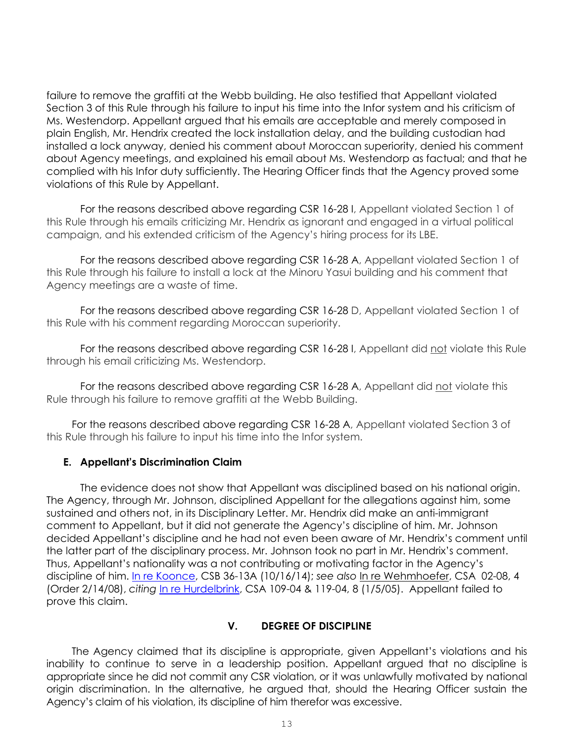failure to remove the graffiti at the Webb building. He also testified that Appellant violated Section 3 of this Rule through his failure to input his time into the Infor system and his criticism of Ms. Westendorp. Appellant argued that his emails are acceptable and merely composed in plain English, Mr. Hendrix created the lock installation delay, and the building custodian had installed a lock anyway, denied his comment about Moroccan superiority, denied his comment about Agency meetings, and explained his email about Ms. Westendorp as factual; and that he complied with his Infor duty sufficiently. The Hearing Officer finds that the Agency proved some violations of this Rule by Appellant.

For the reasons described above regarding CSR 16-28 I, Appellant violated Section 1 of this Rule through his emails criticizing Mr. Hendrix as ignorant and engaged in a virtual political campaign, and his extended criticism of the Agency's hiring process for its LBE.

For the reasons described above regarding CSR 16-28 A, Appellant violated Section 1 of this Rule through his failure to install a lock at the Minoru Yasui building and his comment that Agency meetings are a waste of time.

For the reasons described above regarding CSR 16-28 D, Appellant violated Section 1 of this Rule with his comment regarding Moroccan superiority.

For the reasons described above regarding CSR 16-28 I, Appellant did not violate this Rule through his email criticizing Ms. Westendorp.

For the reasons described above regarding CSR 16-28 A, Appellant did not violate this Rule through his failure to remove graffiti at the Webb Building.

For the reasons described above regarding CSR 16-28 A, Appellant violated Section 3 of this Rule through his failure to input his time into the Infor system.

### E. Appellant's Discrimination Claim

The evidence does not show that Appellant was disciplined based on his national origin. The Agency, through Mr. Johnson, disciplined Appellant for the allegations against him, some sustained and others not, in its Disciplinary Letter. Mr. Hendrix did make an anti-immigrant comment to Appellant, but it did not generate the Agency's discipline of him. Mr. Johnson decided Appellant's discipline and he had not even been aware of Mr. Hendrix's comment until the latter part of the disciplinary process. Mr. Johnson took no part in Mr. Hendrix's comment. Thus, Appellant's nationality was a not contributing or motivating factor in the Agency's discipline of him. In re Koonce, CSB 36-13A (10/16/14); *see also* In re Wehmhoefer, CSA 02-08, 4 (Order 2/14/08), *citing* In re Hurdelbrink, CSA 109-04 & 119-04, 8 (1/5/05). Appellant failed to prove this claim.

## V. DEGREE OF DISCIPLINE

The Agency claimed that its discipline is appropriate, given Appellant's violations and his inability to continue to serve in a leadership position. Appellant argued that no discipline is appropriate since he did not commit any CSR violation, or it was unlawfully motivated by national origin discrimination. In the alternative, he argued that, should the Hearing Officer sustain the Agency's claim of his violation, its discipline of him therefor was excessive.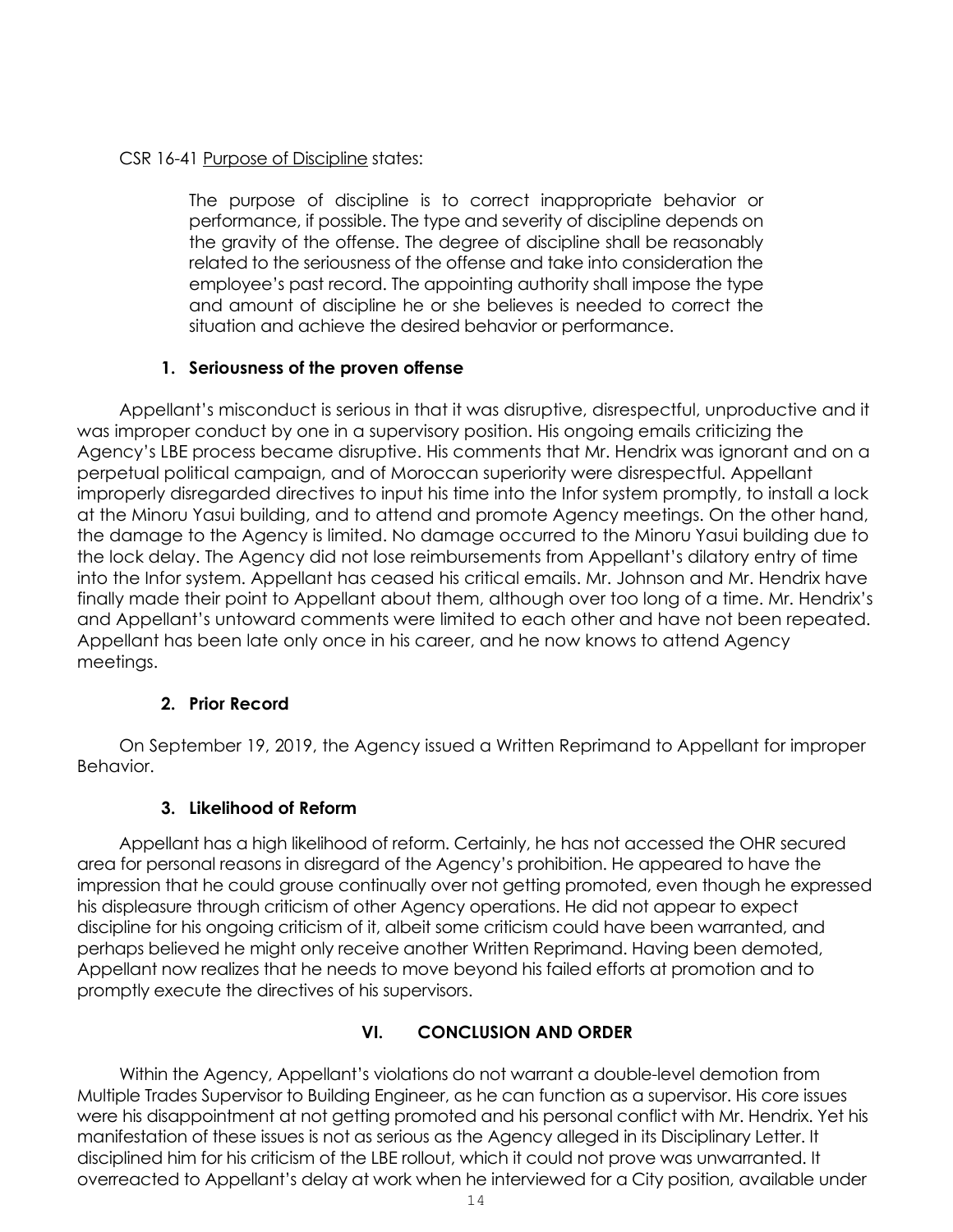CSR 16-41 Purpose of Discipline states:

> The purpose of discipline is to correct inappropriate behavior or performance, if possible. The type and severity of discipline depends on the gravity of the offense. The degree of discipline shall be reasonably related to the seriousness of the offense and take into consideration the employee's past record. The appointing authority shall impose the type and amount of discipline he or she believes is needed to correct the situation and achieve the desired behavior or performance.

### 1. Seriousness of the proven offense

Appellant's misconduct is serious in that it was disruptive, disrespectful, unproductive and it was improper conduct by one in a supervisory position. His ongoing emails criticizing the Agency's LBE process became disruptive. His comments that Mr. Hendrix was ignorant and on a perpetual political campaign, and of Moroccan superiority were disrespectful. Appellant improperly disregarded directives to input his time into the Infor system promptly, to install a lock at the Minoru Yasui building, and to attend and promote Agency meetings. On the other hand, the damage to the Agency is limited. No damage occurred to the Minoru Yasui building due to the lock delay. The Agency did not lose reimbursements from Appellant's dilatory entry of time into the Infor system. Appellant has ceased his critical emails. Mr. Johnson and Mr. Hendrix have finally made their point to Appellant about them, although over too long of a time. Mr. Hendrix's and Appellant's untoward comments were limited to each other and have not been repeated. Appellant has been late only once in his career, and he now knows to attend Agency meetings.

### 2. Prior Record

On September 19, 2019, the Agency issued a Written Reprimand to Appellant for improper Behavior.

### 3. Likelihood of Reform

Appellant has a high likelihood of reform. Certainly, he has not accessed the OHR secured area for personal reasons in disregard of the Agency's prohibition. He appeared to have the impression that he could grouse continually over not getting promoted, even though he expressed his displeasure through criticism of other Agency operations. He did not appear to expect discipline for his ongoing criticism of it, albeit some criticism could have been warranted, and perhaps believed he might only receive another Written Reprimand. Having been demoted, Appellant now realizes that he needs to move beyond his failed efforts at promotion and to promptly execute the directives of his supervisors.

## VI. CONCLUSION AND ORDER

Within the Agency, Appellant's violations do not warrant a double-level demotion from Multiple Trades Supervisor to Building Engineer, as he can function as a supervisor. His core issues were his disappointment at not getting promoted and his personal conflict with Mr. Hendrix. Yet his manifestation of these issues is not as serious as the Agency alleged in its Disciplinary Letter. It disciplined him for his criticism of the LBE rollout, which it could not prove was unwarranted. It overreacted to Appellant's delay at work when he interviewed for a City position, available under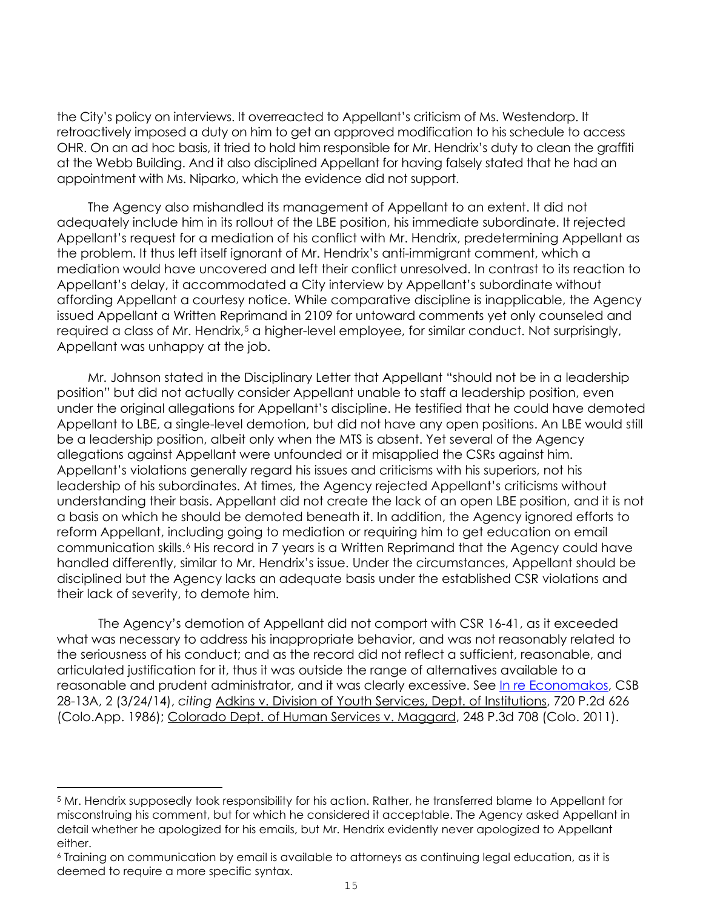the City's policy on interviews. It overreacted to Appellant's criticism of Ms. Westendorp. It retroactively imposed a duty on him to get an approved modification to his schedule to access OHR. On an ad hoc basis, it tried to hold him responsible for Mr. Hendrix's duty to clean the graffiti at the Webb Building. And it also disciplined Appellant for having falsely stated that he had an appointment with Ms. Niparko, which the evidence did not support.

The Agency also mishandled its management of Appellant to an extent. It did not adequately include him in its rollout of the LBE position, his immediate subordinate. It rejected Appellant's request for a mediation of his conflict with Mr. Hendrix, predetermining Appellant as the problem. It thus left itself ignorant of Mr. Hendrix's anti-immigrant comment, which a mediation would have uncovered and left their conflict unresolved. In contrast to its reaction to Appellant's delay, it accommodated a City interview by Appellant's subordinate without affording Appellant a courtesy notice. While comparative discipline is inapplicable, the Agency issued Appellant a Written Reprimand in 2109 for untoward comments yet only counseled and required a class of Mr. Hendrix,[5] a higher-level employee, for similar conduct. Not surprisingly, Appellant was unhappy at the job.

Mr. Johnson stated in the Disciplinary Letter that Appellant "should not be in a leadership position" but did not actually consider Appellant unable to staff a leadership position, even under the original allegations for Appellant's discipline. He testified that he could have demoted Appellant to LBE, a single-level demotion, but did not have any open positions. An LBE would still be a leadership position, albeit only when the MTS is absent. Yet several of the Agency allegations against Appellant were unfounded or it misapplied the CSRs against him. Appellant's violations generally regard his issues and criticisms with his superiors, not his leadership of his subordinates. At times, the Agency rejected Appellant's criticisms without understanding their basis. Appellant did not create the lack of an open LBE position, and it is not a basis on which he should be demoted beneath it. In addition, the Agency ignored efforts to reform Appellant, including going to mediation or requiring him to get education on email communication skills.[6] His record in 7 years is a Written Reprimand that the Agency could have handled differently, similar to Mr. Hendrix's issue. Under the circumstances, Appellant should be disciplined but the Agency lacks an adequate basis under the established CSR violations and their lack of severity, to demote him.

The Agency's demotion of Appellant did not comport with CSR 16-41, as it exceeded what was necessary to address his inappropriate behavior, and was not reasonably related to the seriousness of his conduct; and as the record did not reflect a sufficient, reasonable, and articulated justification for it, thus it was outside the range of alternatives available to a reasonable and prudent administrator, and it was clearly excessive. See In re Economakos, CSB 28-13A, 2 (3/24/14), *citing* Adkins v. Division of Youth Services, Dept. of Institutions, 720 P.2d 626 (Colo.App. 1986); Colorado Dept. of Human Services v. Maggard, 248 P.3d 708 (Colo. 2011).

---

[5] Mr. Hendrix supposedly took responsibility for his action. Rather, he transferred blame to Appellant for misconstruing his comment, but for which he considered it acceptable. The Agency asked Appellant in detail whether he apologized for his emails, but Mr. Hendrix evidently never apologized to Appellant either.

[6] Training on communication by email is available to attorneys as continuing legal education, as it is deemed to require a more specific syntax.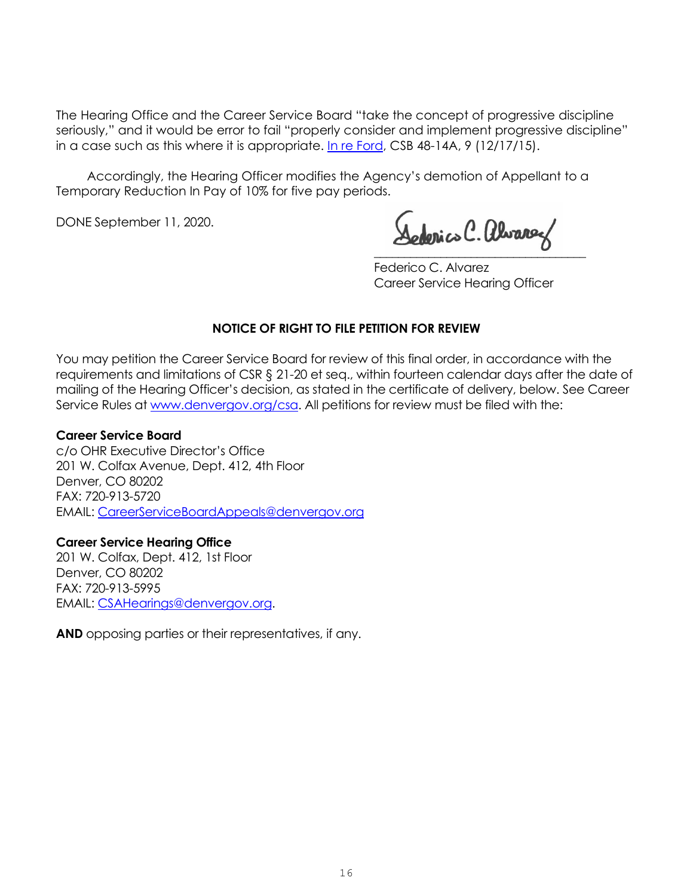The Hearing Office and the Career Service Board "take the concept of progressive discipline seriously," and it would be error to fail "properly consider and implement progressive discipline" in a case such as this where it is appropriate. In re Ford, CSB 48-14A, 9 (12/17/15).

Accordingly, the Hearing Officer modifies the Agency's demotion of Appellant to a Temporary Reduction In Pay of 10% for five pay periods.

DONE September 11, 2020.

Federico C. Alvarez
Career Service Hearing Officer

**NOTICE OF RIGHT TO FILE PETITION FOR REVIEW**

You may petition the Career Service Board for review of this final order, in accordance with the requirements and limitations of CSR § 21-20 et seq., within fourteen calendar days after the date of mailing of the Hearing Officer's decision, as stated in the certificate of delivery, below. See Career Service Rules at www.denvergov.org/csa. All petitions for review must be filed with the:

**Career Service Board**
c/o OHR Executive Director's Office
201 W. Colfax Avenue, Dept. 412, 4th Floor
Denver, CO 80202
FAX: 720-913-5720
EMAIL: CareerServiceBoardAppeals@denvergov.org

**Career Service Hearing Office**
201 W. Colfax, Dept. 412, 1st Floor
Denver, CO 80202
FAX: 720-913-5995
EMAIL: CSAHearings@denvergov.org.

**AND** opposing parties or their representatives, if any.